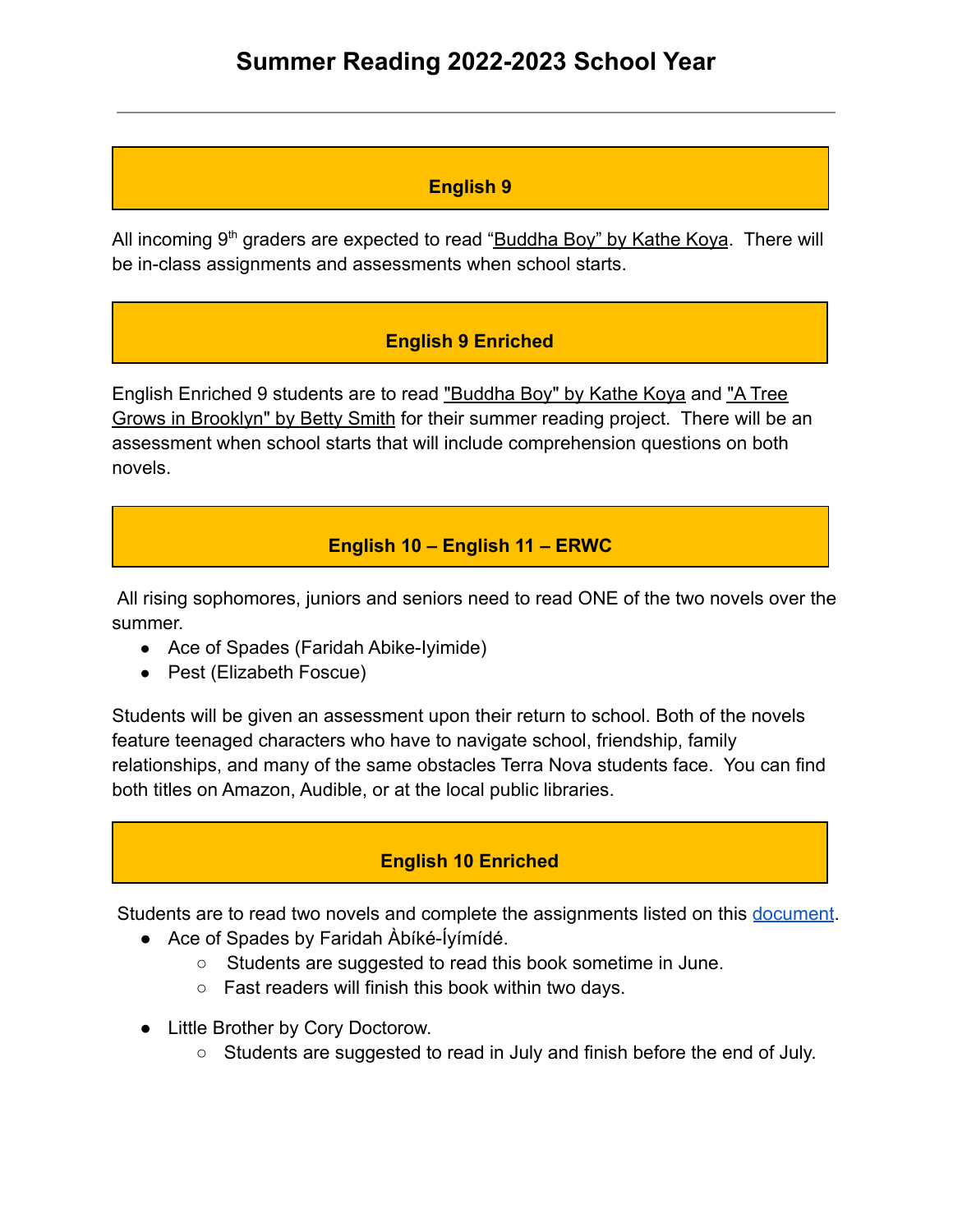# Summary Reading 2022-2023 School Year

## English 9

All incoming 9th graders are expected to read "Buddha Boy" by Kathe Koya. There will be in-class assignments and assessments when school starts.

## English 9 Enriched

English Enriched 9 students are to read "Buddha Boy" by Kathe Koya and "A Tree Grows in Brooklyn" by Betty Smith for their summer reading project. There will be an assessment when school starts that will include comprehension questions on both novels.

## English 10 – English 11 – ERWC

All rising sophomores, juniors and seniors need to read ONE of the two novels over the summer.

- Ace of Spades (Faridah Abike-Iyimide)
- Pest (Elizabeth Foscue)

Students will be given an assessment upon their return to school. Both of the novels feature teenaged characters who have to navigate school, friendship, family relationships, and many of the same obstacles Terra Nova students face. You can find both titles on Amazon, Audible, or at the local public libraries.

## English 10 Enriched

Students are to read two novels and complete the assignments listed on this document.

- Ace of Spades by Faridah Àbíké-Íyímídé.
  - Students are suggested to read this book sometime in June.
  - Fast readers will finish this book within two days.
- Little Brother by Cory Doctorow.
  - Students are suggested to read in July and finish before the end of July.

# Summer Reading 2022-2023 School Year

## English 9

All incoming 9th graders are expected to read "Buddha Boy" by Kathe Koya. There will be in-class assignments and assessments when school starts.

## English 9 Enriched

English Enriched 9 students are to read "Buddha Boy" by Kathe Koya and "A Tree Grows in Brooklyn" by Betty Smith for their summer reading project. There will be an assessment when school starts that will include comprehension questions on both novels.

## English 10 – English 11 – ERWC

All rising sophomores, juniors and seniors need to read ONE of the two novels over the summer.

- Ace of Spades (Faridah Abike-Iyimide)
- Pest (Elizabeth Foscue)

Students will be given an assessment upon their return to school. Both of the novels feature teenaged characters who have to navigate school, friendship, family relationships, and many of the same obstacles Terra Nova students face. You can find both titles on Amazon, Audible, or at the local public libraries.

## English 10 Enriched

Students are to read two novels and complete the assignments listed on this document.

- Ace of Spades by Faridah Àbíké-Íyímídé.
  - Students are suggested to read this book sometime in June.
  - Fast readers will finish this book within two days.
- Little Brother by Cory Doctorow.
  - Students are suggested to read in July and finish before the end of July.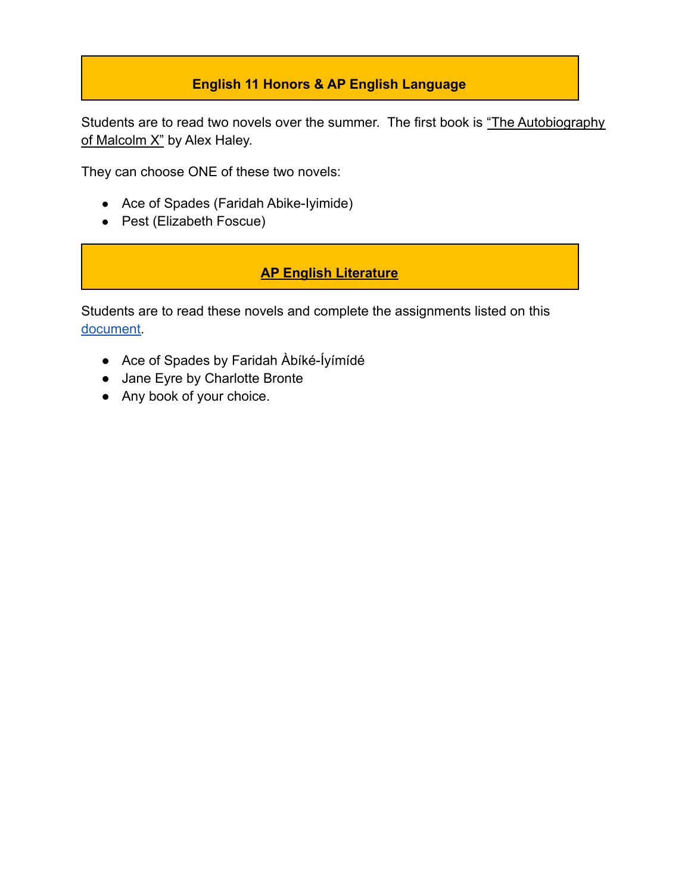## **English 11 Honors & AP English Language**

Students are to read two novels over the summer. The first book is "The Autobiography of Malcolm X" by Alex Haley.

They can choose ONE of these two novels:

- Ace of Spades (Faridah Abike-Iyimide)
- Pest (Elizabeth Foscue)

## **AP English Literature**

Students are to read these novels and complete the assignments listed on this document.

- Ace of Spades by Faridah Àbíké-Íyímídé
- Jane Eyre by Charlotte Bronte
- Any book of your choice.